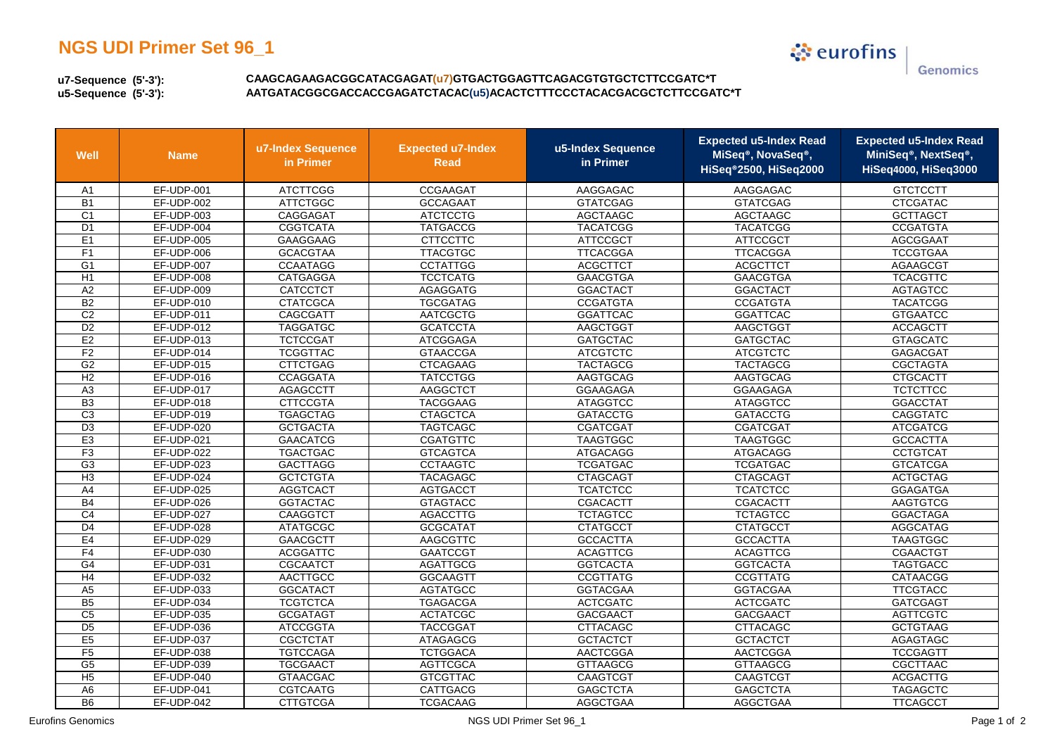# NGS UDI Primer Set 96_1

**u7-Sequence (5'-3'):** CAAGCAGAAGACGGCATACGAGAT(u7)GTGACTGGAGTTCAGACGTGTGCTCTTCCGATC*T

**u5-Sequence (5'-3'):** AATGATACGGCGACCACCGAGATCTACAC(u5)ACACTCTTTCCCTACACGACGCTCTTCCGATC*T

| Well | Name | u7-Index Sequence in Primer | Expected u7-Index Read | u5-Index Sequence in Primer | Expected u5-Index Read MiSeq®, NovaSeq®, HiSeq®2500, HiSeq2000 | Expected u5-Index Read MiniSeq®, NextSeq®, HiSeq4000, HiSeq3000 |
|---|---|---|---|---|---|---|
| A1 | EF-UDP-001 | ATCTTCGG | CCGAAGAT | AAGGAGAC | AAGGAGAC | GTCTCCTT |
| B1 | EF-UDP-002 | ATTCTGGC | GCCAGAAT | GTATCGAG | GTATCGAG | CTCGATAC |
| C1 | EF-UDP-003 | CAGGAGAT | ATCTCCTG | AGCTAAGC | AGCTAAGC | GCTTAGCT |
| D1 | EF-UDP-004 | CGGTCATA | TATGACCG | TACATCGG | TACATCGG | CCGATGTA |
| E1 | EF-UDP-005 | GAAGGAAG | CTTCCTTC | ATTCCGCT | ATTCCGCT | AGCGGAAT |
| F1 | EF-UDP-006 | GCACGTAA | TTACGTGC | TTCACGGA | TTCACGGA | TCCGTGAA |
| G1 | EF-UDP-007 | CCAATAGG | CCTATTGG | ACGCTTCT | ACGCTTCT | AGAAGCGT |
| H1 | EF-UDP-008 | CATGAGGA | TCCTCATG | GAACGTGA | GAACGTGA | TCACGTTC |
| A2 | EF-UDP-009 | CATCCTCT | AGAGGATG | GGACTACT | GGACTACT | AGTAGTCC |
| B2 | EF-UDP-010 | CTATCGCA | TGCGATAG | CCGATGTA | CCGATGTA | TACATCGG |
| C2 | EF-UDP-011 | CAGCGATT | AATCGCTG | GGATTCAC | GGATTCAC | GTGAATCC |
| D2 | EF-UDP-012 | TAGGATGC | GCATCCTA | AAGCTGGT | AAGCTGGT | ACCAGCTT |
| E2 | EF-UDP-013 | TCTCCGAT | ATCGGAGA | GATGCTAC | GATGCTAC | GTAGCATC |
| F2 | EF-UDP-014 | TCGGTTAC | GTAACCGA | ATCGTCTC | ATCGTCTC | GAGACGAT |
| G2 | EF-UDP-015 | CTTCTGAG | CTCAGAAG | TACTAGCG | TACTAGCG | CGCTAGTA |
| H2 | EF-UDP-016 | CCAGGATA | TATCCTGG | AAGTGCAG | AAGTGCAG | CTGCACTT |
| A3 | EF-UDP-017 | AGAGCCTT | AAGGCTCT | GGAAGAGA | GGAAGAGA | TCTCTTCC |
| B3 | EF-UDP-018 | CTTCCGTA | TACGGAAG | ATAGGTCC | ATAGGTCC | GGACCTAT |
| C3 | EF-UDP-019 | TGAGCTAG | CTAGCTCA | GATACCTG | GATACCTG | CAGGTATC |
| D3 | EF-UDP-020 | GCTGACTA | TAGTCAGC | CGATCGAT | CGATCGAT | ATCGATCG |
| E3 | EF-UDP-021 | GAACATCG | CGATGTTC | TAAGTGGC | TAAGTGGC | GCCACTTA |
| F3 | EF-UDP-022 | TGACTGAC | GTCAGTCA | ATGACAGG | ATGACAGG | CCTGTCAT |
| G3 | EF-UDP-023 | GACTTAGG | CCTAAGTC | TCGATGAC | TCGATGAC | GTCATCGA |
| H3 | EF-UDP-024 | GCTCTGTA | TACAGAGC | CTAGCAGT | CTAGCAGT | ACTGCTAG |
| A4 | EF-UDP-025 | AGGTCACT | AGTGACCT | TCATCTCC | TCATCTCC | GGAGATGA |
| B4 | EF-UDP-026 | GGTACTAC | GTAGTACC | CGACACTT | CGACACTT | AAGTGTCG |
| C4 | EF-UDP-027 | CAAGGTCT | AGACCTTG | TCTAGTCC | TCTAGTCC | GGACTAGA |
| D4 | EF-UDP-028 | ATATGCGC | GCGCATAT | CTATGCCT | CTATGCCT | AGGCATAG |
| E4 | EF-UDP-029 | GAACGCTT | AAGCGTTC | GCCACTTA | GCCACTTA | TAAGTGGC |
| F4 | EF-UDP-030 | ACGGATTC | GAATCCGT | ACAGTTCG | ACAGTTCG | CGAACTGT |
| G4 | EF-UDP-031 | CGCAATCT | AGATTGCG | GGTCACTA | GGTCACTA | TAGTGACC |
| H4 | EF-UDP-032 | AACTTGCC | GGCAAGTT | CCGTTATG | CCGTTATG | CATAACGG |
| A5 | EF-UDP-033 | GGCATACT | AGTATGCC | GGTACGAA | GGTACGAA | TTCGTACC |
| B5 | EF-UDP-034 | TCGTCTCA | TGAGACGA | ACTCGATC | ACTCGATC | GATCGAGT |
| C5 | EF-UDP-035 | GCGATAGT | ACTATCGC | GACGAACT | GACGAACT | AGTTCGTC |
| D5 | EF-UDP-036 | ATCCGGTA | TACCGGAT | CTTACAGC | CTTACAGC | GCTGTAAG |
| E5 | EF-UDP-037 | CGCTCTAT | ATAGAGCG | GCTACTCT | GCTACTCT | AGAGTAGC |
| F5 | EF-UDP-038 | TGTCCAGA | TCTGGACA | AACTCGGA | AACTCGGA | TCCGAGTT |
| G5 | EF-UDP-039 | TGCGAACT | AGTTCGCA | GTTAAGCG | GTTAAGCG | CGCTTAAC |
| H5 | EF-UDP-040 | GTAACGAC | GTCGTTAC | CAAGTCGT | CAAGTCGT | ACGACTTG |
| A6 | EF-UDP-041 | CGTCAATG | CATTGACG | GAGCTCTA | GAGCTCTA | TAGAGCTC |
| B6 | EF-UDP-042 | CTTGTCGA | TCGACAAG | AGGCTGAA | AGGCTGAA | TTCAGCCT |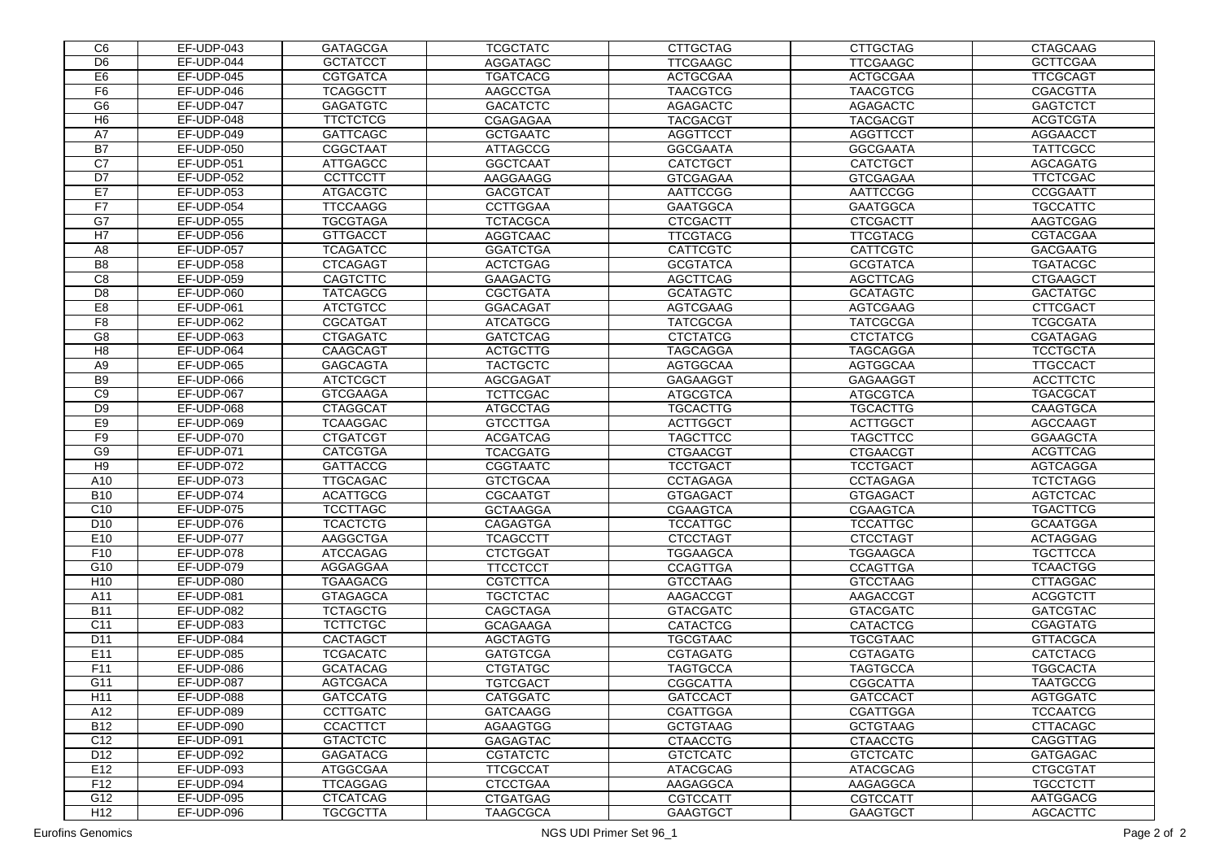| | | | | | | |
|---|---|---|---|---|---|---|
| C6 | EF-UDP-043 | GATAGCGA | TCGCTATC | CTTGCTAG | CTTGCTAG | CTAGCAAG |
| D6 | EF-UDP-044 | GCTATCCT | AGGATAGC | TTCGAAGC | TTCGAAGC | GCTTCGAA |
| E6 | EF-UDP-045 | CGTGATCA | TGATCACG | ACTGCGAA | ACTGCGAA | TTCGCAGT |
| F6 | EF-UDP-046 | TCAGGCTT | AAGCCTGA | TAACGTCG | TAACGTCG | CGACGTTA |
| G6 | EF-UDP-047 | GAGATGTC | GACATCTC | AGAGACTC | AGAGACTC | GAGTCTCT |
| H6 | EF-UDP-048 | TTCTCTCG | CGAGAGAA | TACGACGT | TACGACGT | ACGTCGTA |
| A7 | EF-UDP-049 | GATTCAGC | GCTGAATC | AGGTTCCT | AGGTTCCT | AGGAACCT |
| B7 | EF-UDP-050 | CGGCTAAT | ATTAGCCG | GGCGAATA | GGCGAATA | TATTCGCC |
| C7 | EF-UDP-051 | ATTGAGCC | GGCTCAAT | CATCTGCT | CATCTGCT | AGCAGATG |
| D7 | EF-UDP-052 | CCTTCCTT | AAGGAAGG | GTCGAGAA | GTCGAGAA | TTCTCGAC |
| E7 | EF-UDP-053 | ATGACGTC | GACGTCAT | AATTCCGG | AATTCCGG | CCGGAATT |
| F7 | EF-UDP-054 | TTCCAAGG | CCTTGGAA | GAATGGCA | GAATGGCA | TGCCATTC |
| G7 | EF-UDP-055 | TGCGTAGA | TCTACGCA | CTCGACTT | CTCGACTT | AAGTCGAG |
| H7 | EF-UDP-056 | GTTGACCT | AGGTCAAC | TTCGTACG | TTCGTACG | CGTACGAA |
| A8 | EF-UDP-057 | TCAGATCC | GGATCTGA | CATTCGTC | CATTCGTC | GACGAATG |
| B8 | EF-UDP-058 | CTCAGAGT | ACTCTGAG | GCGTATCA | GCGTATCA | TGATACGC |
| C8 | EF-UDP-059 | CAGTCTTC | GAAGACTG | AGCTTCAG | AGCTTCAG | CTGAAGCT |
| D8 | EF-UDP-060 | TATCAGCG | CGCTGATA | GCATAGTC | GCATAGTC | GACTATGC |
| E8 | EF-UDP-061 | ATCTGTCC | GGACAGAT | AGTCGAAG | AGTCGAAG | CTTCGACT |
| F8 | EF-UDP-062 | CGCATGAT | ATCATGCG | TATCGCGA | TATCGCGA | TCGCGATA |
| G8 | EF-UDP-063 | CTGAGATC | GATCTCAG | CTCTATCG | CTCTATCG | CGATAGAG |
| H8 | EF-UDP-064 | CAAGCAGT | ACTGCTTG | TAGCAGGA | TAGCAGGA | TCCTGCTA |
| A9 | EF-UDP-065 | GAGCAGTA | TACTGCTC | AGTGGCAA | AGTGGCAA | TTGCCACT |
| B9 | EF-UDP-066 | ATCTCGCT | AGCGAGAT | GAGAAGGT | GAGAAGGT | ACCTTCTC |
| C9 | EF-UDP-067 | GTCGAAGA | TCTTCGAC | ATGCGTCA | ATGCGTCA | TGACGCAT |
| D9 | EF-UDP-068 | CTAGGCAT | ATGCCTAG | TGCACTTG | TGCACTTG | CAAGTGCA |
| E9 | EF-UDP-069 | TCAAGGAC | GTCCTTGA | ACTTGGCT | ACTTGGCT | AGCCAAGT |
| F9 | EF-UDP-070 | CTGATCGT | ACGATCAG | TAGCTTCC | TAGCTTCC | GGAAGCTA |
| G9 | EF-UDP-071 | CATCGTGA | TCACGATG | CTGAACGT | CTGAACGT | ACGTTCAG |
| H9 | EF-UDP-072 | GATTACCG | CGGTAATC | TCCTGACT | TCCTGACT | AGTCAGGA |
| A10 | EF-UDP-073 | TTGCAGAC | GTCTGCAA | CCTAGAGA | CCTAGAGA | TCTCTAGG |
| B10 | EF-UDP-074 | ACATTGCG | CGCAATGT | GTGAGACT | GTGAGACT | AGTCTCAC |
| C10 | EF-UDP-075 | TCCTTAGC | GCTAAGGA | CGAAGTCA | CGAAGTCA | TGACTTCG |
| D10 | EF-UDP-076 | TCACTCTG | CAGAGTGA | TCCATTGC | TCCATTGC | GCAATGGA |
| E10 | EF-UDP-077 | AAGGCTGA | TCAGCCTT | CTCCTAGT | CTCCTAGT | ACTAGGAG |
| F10 | EF-UDP-078 | ATCCAGAG | CTCTGGAT | TGGAAGCA | TGGAAGCA | TGCTTCCA |
| G10 | EF-UDP-079 | AGGAGGAA | TTCCTCCT | CCAGTTGA | CCAGTTGA | TCAACTGG |
| H10 | EF-UDP-080 | TGAAGACG | CGTCTTCA | GTCCTAAG | GTCCTAAG | CTTAGGAC |
| A11 | EF-UDP-081 | GTAGAGCA | TGCTCTAC | AAGACCGT | AAGACCGT | ACGGTCTT |
| B11 | EF-UDP-082 | TCTAGCTG | CAGCTAGA | GTACGATC | GTACGATC | GATCGTAC |
| C11 | EF-UDP-083 | TCTTCTGC | GCAGAAGA | CATACTCG | CATACTCG | CGAGTATG |
| D11 | EF-UDP-084 | CACTAGCT | AGCTAGTG | TGCGTAAC | TGCGTAAC | GTTACGCA |
| E11 | EF-UDP-085 | TCGACATC | GATGTCGA | CGTAGATG | CGTAGATG | CATCTACG |
| F11 | EF-UDP-086 | GCATACAG | CTGTATGC | TAGTGCCA | TAGTGCCA | TGGCACTA |
| G11 | EF-UDP-087 | AGTCGACA | TGTCGACT | CGGCATTA | CGGCATTA | TAATGCCG |
| H11 | EF-UDP-088 | GATCCATG | CATGGATC | GATCCACT | GATCCACT | AGTGGATC |
| A12 | EF-UDP-089 | CCTTGATC | GATCAAGG | CGATTGGA | CGATTGGA | TCCAATCG |
| B12 | EF-UDP-090 | CCACTTCT | AGAAGTGG | GCTGTAAG | GCTGTAAG | CTTACAGC |
| C12 | EF-UDP-091 | GTACTCTC | GAGAGTAC | CTAACCTG | CTAACCTG | CAGGTTAG |
| D12 | EF-UDP-092 | GAGATACG | CGTATCTC | GTCTCATC | GTCTCATC | GATGAGAC |
| E12 | EF-UDP-093 | ATGGCGAA | TTCGCCAT | ATACGCAG | ATACGCAG | CTGCGTAT |
| F12 | EF-UDP-094 | TTCAGGAG | CTCCTGAA | AAGAGGCA | AAGAGGCA | TGCCTCTT |
| G12 | EF-UDP-095 | CTCATCAG | CTGATGAG | CGTCCATT | CGTCCATT | AATGGACG |
| H12 | EF-UDP-096 | TGCGCTTA | TAAGCGCA | GAAGTGCT | GAAGTGCT | AGCACTTC |